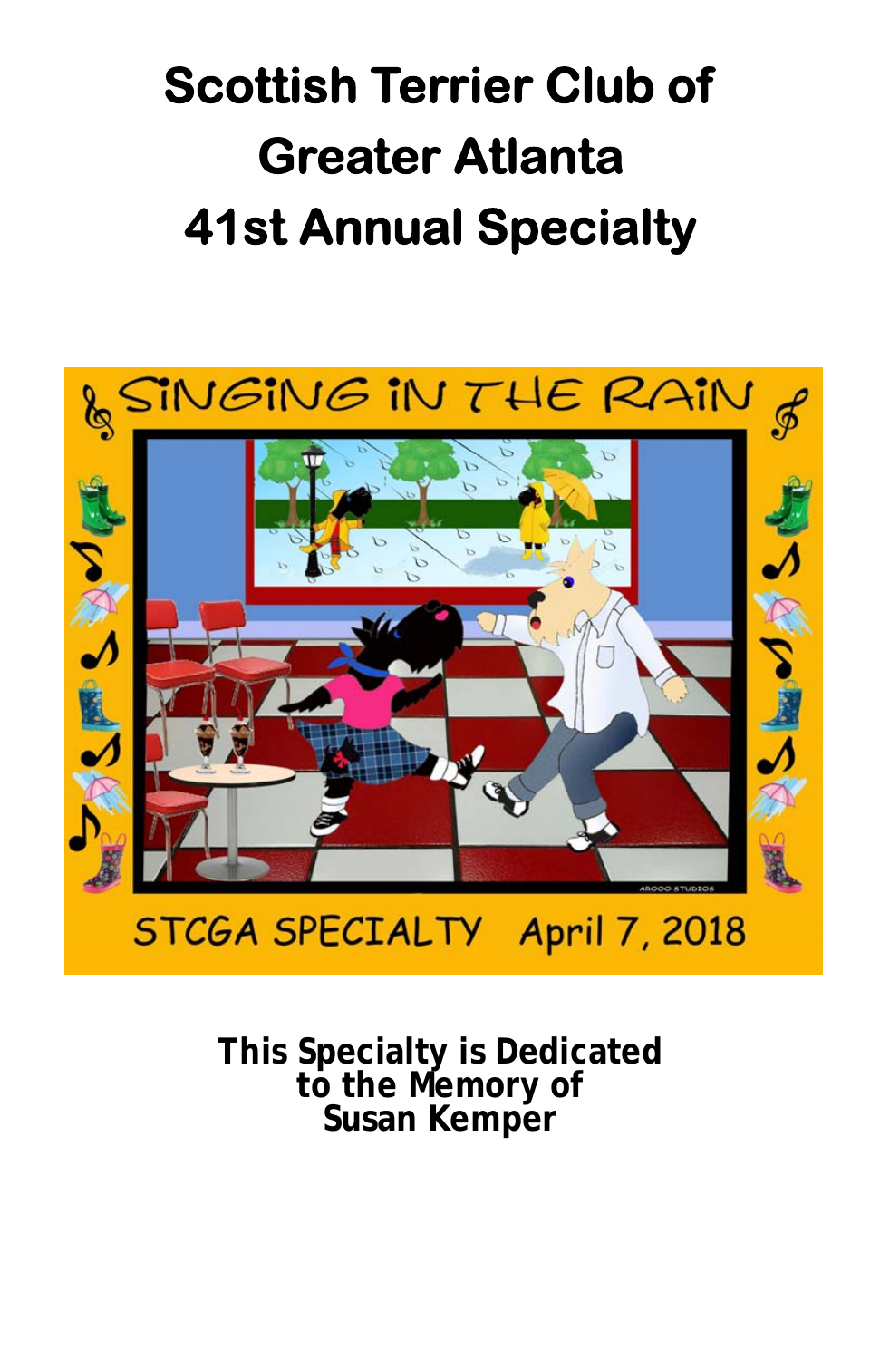# Scottish Terrier Club of Greater Atlanta
# 41st Annual Specialty

SINGING IN THE RAIN

STCGA SPECIALTY April 7, 2018

**This Specialty is Dedicated to the Memory of Susan Kemper**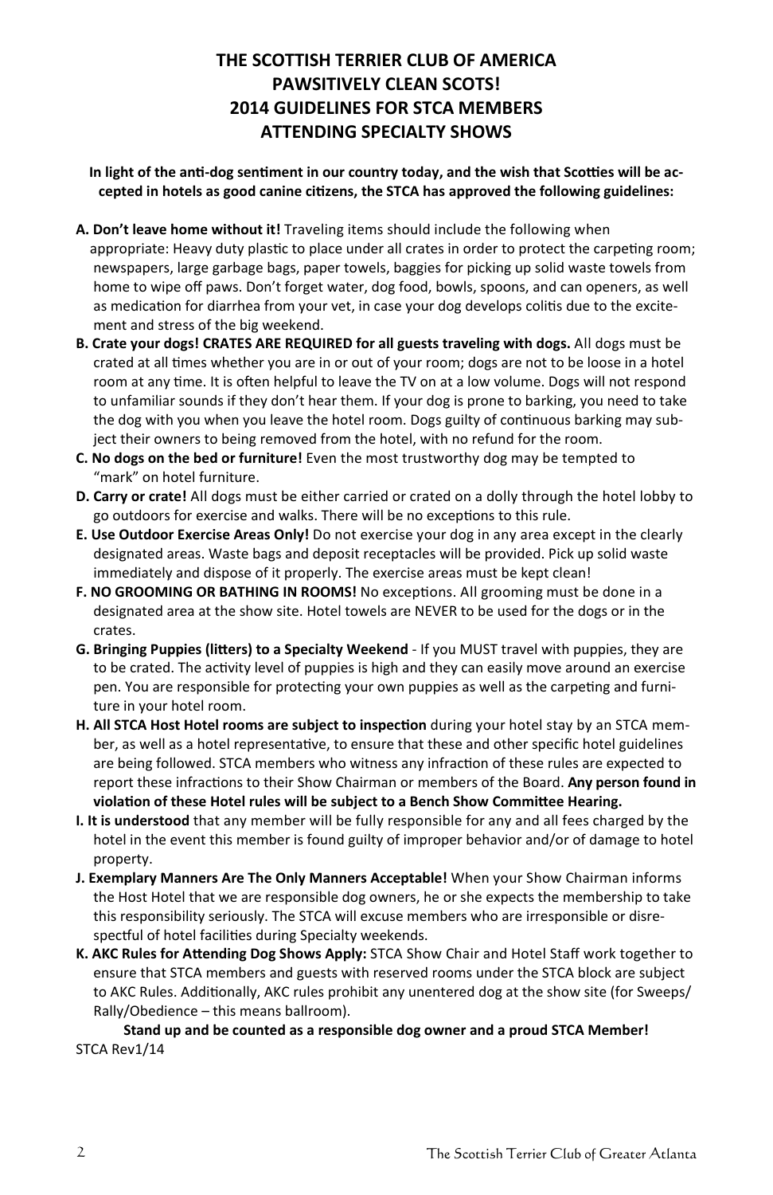# THE SCOTTISH TERRIER CLUB OF AMERICA
# PAWSITIVELY CLEAN SCOTS!
# 2014 GUIDELINES FOR STCA MEMBERS ATTENDING SPECIALTY SHOWS

**In light of the anti-dog sentiment in our country today, and the wish that Scotties will be accepted in hotels as good canine citizens, the STCA has approved the following guidelines:**

**A. Don't leave home without it!** Traveling items should include the following when appropriate: Heavy duty plastic to place under all crates in order to protect the carpeting room; newspapers, large garbage bags, paper towels, baggies for picking up solid waste towels from home to wipe off paws. Don't forget water, dog food, bowls, spoons, and can openers, as well as medication for diarrhea from your vet, in case your dog develops colitis due to the excitement and stress of the big weekend.

**B. Crate your dogs! CRATES ARE REQUIRED for all guests traveling with dogs.** All dogs must be crated at all times whether you are in or out of your room; dogs are not to be loose in a hotel room at any time. It is often helpful to leave the TV on at a low volume. Dogs will not respond to unfamiliar sounds if they don't hear them. If your dog is prone to barking, you need to take the dog with you when you leave the hotel room. Dogs guilty of continuous barking may subject their owners to being removed from the hotel, with no refund for the room.

**C. No dogs on the bed or furniture!** Even the most trustworthy dog may be tempted to "mark" on hotel furniture.

**D. Carry or crate!** All dogs must be either carried or crated on a dolly through the hotel lobby to go outdoors for exercise and walks. There will be no exceptions to this rule.

**E. Use Outdoor Exercise Areas Only!** Do not exercise your dog in any area except in the clearly designated areas. Waste bags and deposit receptacles will be provided. Pick up solid waste immediately and dispose of it properly. The exercise areas must be kept clean!

**F. NO GROOMING OR BATHING IN ROOMS!** No exceptions. All grooming must be done in a designated area at the show site. Hotel towels are NEVER to be used for the dogs or in the crates.

**G. Bringing Puppies (litters) to a Specialty Weekend** - If you MUST travel with puppies, they are to be crated. The activity level of puppies is high and they can easily move around an exercise pen. You are responsible for protecting your own puppies as well as the carpeting and furniture in your hotel room.

**H. All STCA Host Hotel rooms are subject to inspection** during your hotel stay by an STCA member, as well as a hotel representative, to ensure that these and other specific hotel guidelines are being followed. STCA members who witness any infraction of these rules are expected to report these infractions to their Show Chairman or members of the Board. **Any person found in violation of these Hotel rules will be subject to a Bench Show Committee Hearing.**

**I. It is understood** that any member will be fully responsible for any and all fees charged by the hotel in the event this member is found guilty of improper behavior and/or of damage to hotel property.

**J. Exemplary Manners Are The Only Manners Acceptable!** When your Show Chairman informs the Host Hotel that we are responsible dog owners, he or she expects the membership to take this responsibility seriously. The STCA will excuse members who are irresponsible or disrespectful of hotel facilities during Specialty weekends.

**K. AKC Rules for Attending Dog Shows Apply:** STCA Show Chair and Hotel Staff work together to ensure that STCA members and guests with reserved rooms under the STCA block are subject to AKC Rules. Additionally, AKC rules prohibit any unentered dog at the show site (for Sweeps/Rally/Obedience – this means ballroom).

**Stand up and be counted as a responsible dog owner and a proud STCA Member!**

STCA Rev1/14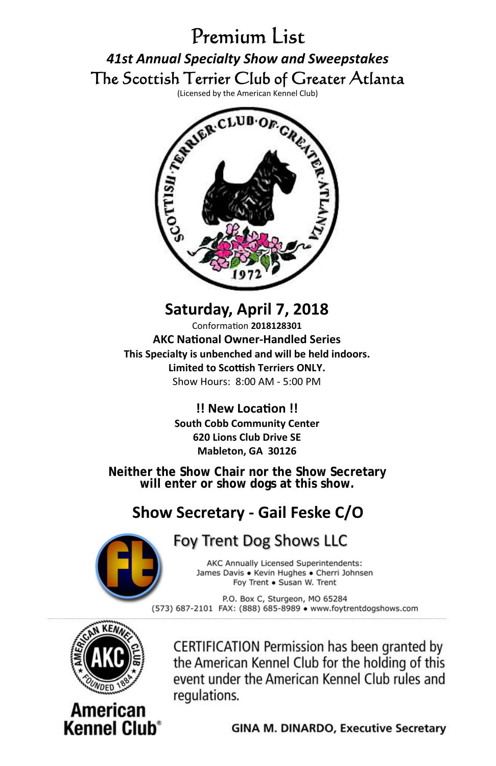# Premium List

## *41st Annual Specialty Show and Sweepstakes*

## The Scottish Terrier Club of Greater Atlanta

(Licensed by the American Kennel Club)

## Saturday, April 7, 2018

Conformation **2018128301**

**AKC National Owner-Handled Series**

**This Specialty is unbenched and will be held indoors.**

**Limited to Scottish Terriers ONLY.**

Show Hours: 8:00 AM - 5:00 PM

**!! New Location !!**

**South Cobb Community Center**

**620 Lions Club Drive SE**

**Mableton, GA 30126**

**Neither the Show Chair nor the Show Secretary will enter or show dogs at this show.**

## Show Secretary - Gail Feske C/O

### Foy Trent Dog Shows LLC

AKC Annually Licensed Superintendents:
James Davis • Kevin Hughes • Cherri Johnsen
Foy Trent • Susan W. Trent

P.O. Box C, Sturgeon, MO 65284
(573) 687-2101 FAX: (888) 685-8989 • www.foytrentdogshows.com

CERTIFICATION Permission has been granted by the American Kennel Club for the holding of this event under the American Kennel Club rules and regulations.

**GINA M. DINARDO, Executive Secretary**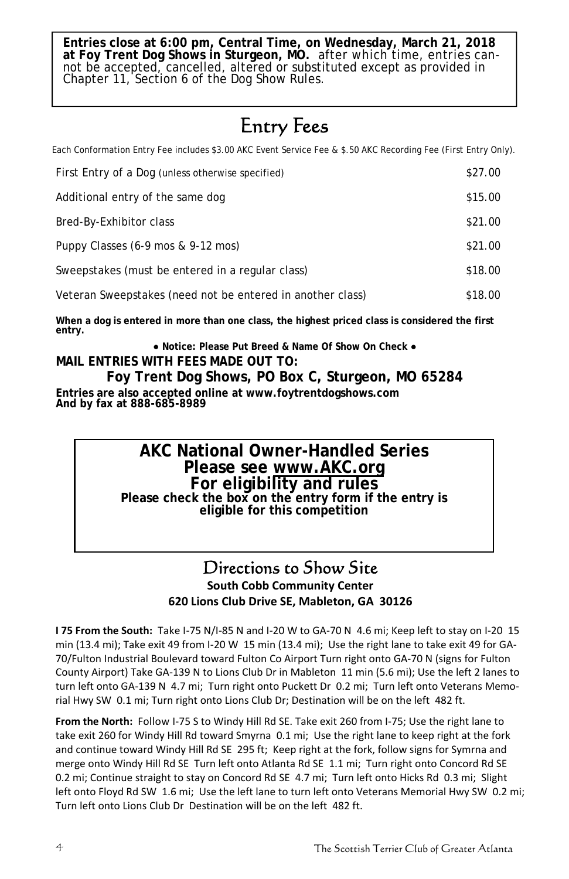**Entries close at 6:00 pm, Central Time, on Wednesday, March 21, 2018 at Foy Trent Dog Shows in Sturgeon, MO.** after which time, entries cannot be accepted, cancelled, altered or substituted except as provided in Chapter 11, Section 6 of the Dog Show Rules.

# Entry Fees

Each Conformation Entry Fee includes $3.00 AKC Event Service Fee & $.50 AKC Recording Fee (First Entry Only).

| | |
|---|---|
| First Entry of a Dog (unless otherwise specified) | $27.00 |
| Additional entry of the same dog | $15.00 |
| Bred-By-Exhibitor class | $21.00 |
| Puppy Classes (6-9 mos & 9-12 mos) | $21.00 |
| Sweepstakes (must be entered in a regular class) | $18.00 |
| Veteran Sweepstakes (need not be entered in another class) | $18.00 |

**When a dog is entered in more than one class, the highest priced class is considered the first entry.**

**● Notice: Please Put Breed & Name Of Show On Check ●**

**MAIL ENTRIES WITH FEES MADE OUT TO:**

**Foy Trent Dog Shows, PO Box C, Sturgeon, MO 65284**

**Entries are also accepted online at www.foytrentdogshows.com**
**And by fax at 888-685-8989**

**AKC National Owner-Handled Series**
**Please see www.AKC.org**
**For eligibility and rules**
**Please check the box on the entry form if the entry is eligible for this competition**

## Directions to Show Site

**South Cobb Community Center**
**620 Lions Club Drive SE, Mableton, GA 30126**

**I 75 From the South:** Take I-75 N/I-85 N and I-20 W to GA-70 N 4.6 mi; Keep left to stay on I-20 15 min (13.4 mi); Take exit 49 from I-20 W 15 min (13.4 mi); Use the right lane to take exit 49 for GA-70/Fulton Industrial Boulevard toward Fulton Co Airport Turn right onto GA-70 N (signs for Fulton County Airport) Take GA-139 N to Lions Club Dr in Mableton 11 min (5.6 mi); Use the left 2 lanes to turn left onto GA-139 N 4.7 mi; Turn right onto Puckett Dr 0.2 mi; Turn left onto Veterans Memorial Hwy SW 0.1 mi; Turn right onto Lions Club Dr; Destination will be on the left 482 ft.

**From the North:** Follow I-75 S to Windy Hill Rd SE. Take exit 260 from I-75; Use the right lane to take exit 260 for Windy Hill Rd toward Smyrna 0.1 mi; Use the right lane to keep right at the fork and continue toward Windy Hill Rd SE 295 ft; Keep right at the fork, follow signs for Symrna and merge onto Windy Hill Rd SE Turn left onto Atlanta Rd SE 1.1 mi; Turn right onto Concord Rd SE 0.2 mi; Continue straight to stay on Concord Rd SE 4.7 mi; Turn left onto Hicks Rd 0.3 mi; Slight left onto Floyd Rd SW 1.6 mi; Use the left lane to turn left onto Veterans Memorial Hwy SW 0.2 mi; Turn left onto Lions Club Dr Destination will be on the left 482 ft.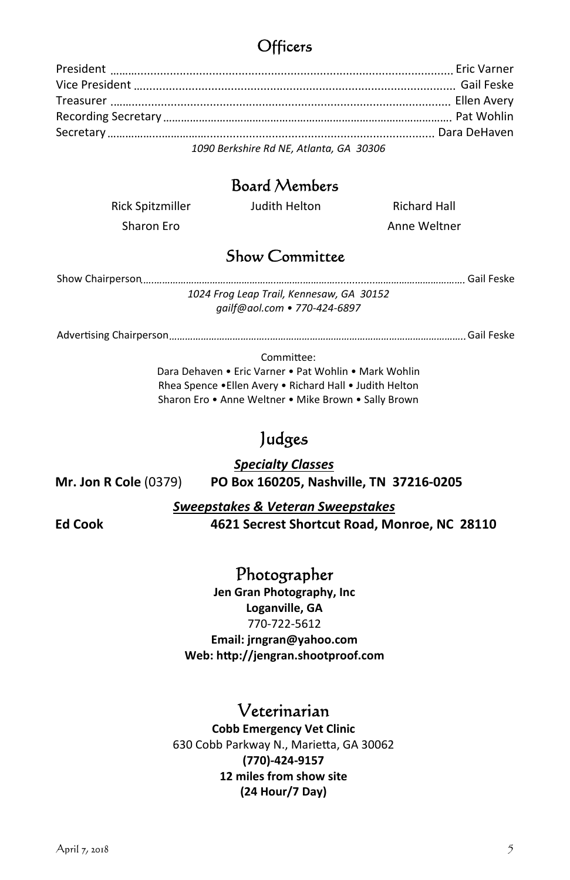## Officers

President .......... Eric Varner
Vice President .......... Gail Feske
Treasurer .......... Ellen Avery
Recording Secretary .......... Pat Wohlin
Secretary .......... Dara DeHaven

*1090 Berkshire Rd NE, Atlanta, GA 30306*

## Board Members

Rick Spitzmiller    Judith Helton    Richard Hall
Sharon Ero    Anne Weltner

## Show Committee

Show Chairperson .......... Gail Feske

*1024 Frog Leap Trail, Kennesaw, GA 30152*
*gailf@aol.com • 770-424-6897*

Advertising Chairperson .......... Gail Feske

Committee:
Dara Dehaven • Eric Varner • Pat Wohlin • Mark Wohlin
Rhea Spence •Ellen Avery • Richard Hall • Judith Helton
Sharon Ero • Anne Weltner • Mike Brown • Sally Brown

## Judges

***Specialty Classes***

**Mr. Jon R Cole** (0379)    **PO Box 160205, Nashville, TN 37216-0205**

***Sweepstakes & Veteran Sweepstakes***

**Ed Cook**    **4621 Secrest Shortcut Road, Monroe, NC 28110**

## Photographer

**Jen Gran Photography, Inc**
**Loganville, GA**
770-722-5612
**Email: jrngran@yahoo.com**
**Web: http://jengran.shootproof.com**

## Veterinarian

**Cobb Emergency Vet Clinic**
630 Cobb Parkway N., Marietta, GA 30062
**(770)-424-9157**
**12 miles from show site**
**(24 Hour/7 Day)**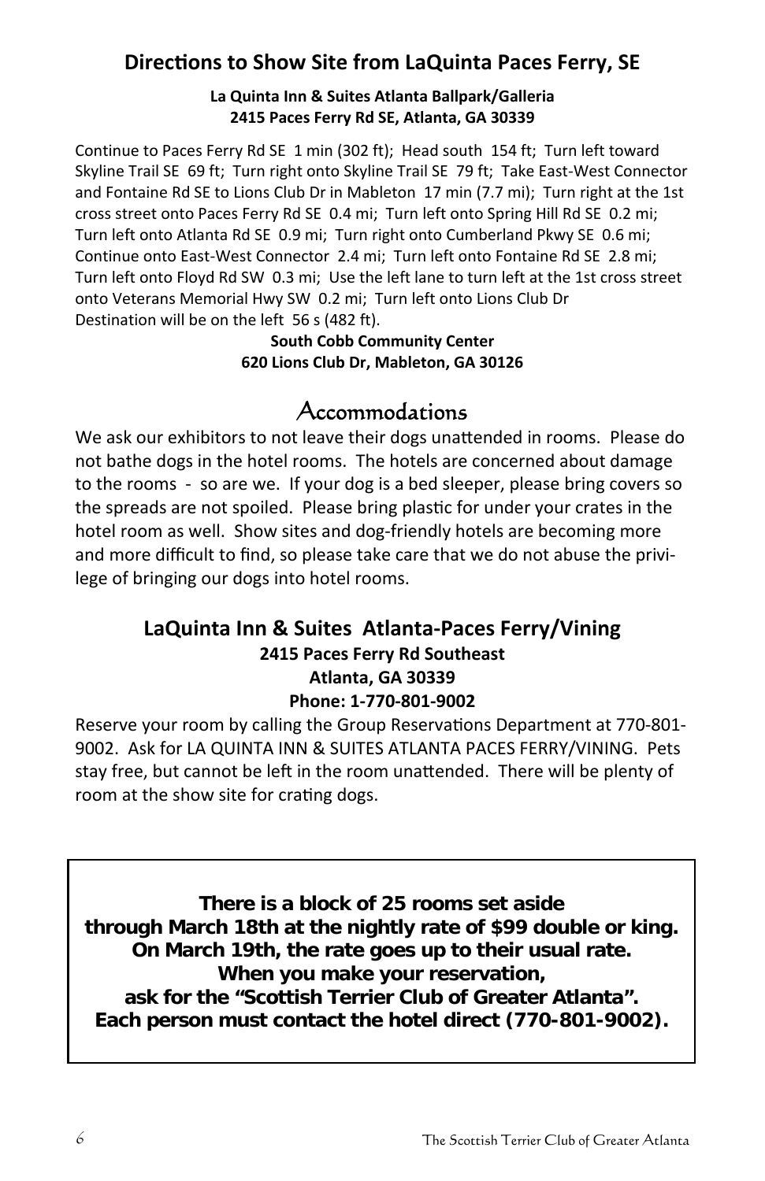## Directions to Show Site from LaQuinta Paces Ferry, SE

**La Quinta Inn & Suites Atlanta Ballpark/Galleria**
**2415 Paces Ferry Rd SE, Atlanta, GA 30339**

Continue to Paces Ferry Rd SE 1 min (302 ft); Head south 154 ft; Turn left toward Skyline Trail SE 69 ft; Turn right onto Skyline Trail SE 79 ft; Take East-West Connector and Fontaine Rd SE to Lions Club Dr in Mableton 17 min (7.7 mi); Turn right at the 1st cross street onto Paces Ferry Rd SE 0.4 mi; Turn left onto Spring Hill Rd SE 0.2 mi; Turn left onto Atlanta Rd SE 0.9 mi; Turn right onto Cumberland Pkwy SE 0.6 mi; Continue onto East-West Connector 2.4 mi; Turn left onto Fontaine Rd SE 2.8 mi; Turn left onto Floyd Rd SW 0.3 mi; Use the left lane to turn left at the 1st cross street onto Veterans Memorial Hwy SW 0.2 mi; Turn left onto Lions Club Dr
Destination will be on the left 56 s (482 ft).

**South Cobb Community Center**
**620 Lions Club Dr, Mableton, GA 30126**

## Accommodations

We ask our exhibitors to not leave their dogs unattended in rooms. Please do not bathe dogs in the hotel rooms. The hotels are concerned about damage to the rooms - so are we. If your dog is a bed sleeper, please bring covers so the spreads are not spoiled. Please bring plastic for under your crates in the hotel room as well. Show sites and dog-friendly hotels are becoming more and more difficult to find, so please take care that we do not abuse the privilege of bringing our dogs into hotel rooms.

### LaQuinta Inn & Suites Atlanta-Paces Ferry/Vining

**2415 Paces Ferry Rd Southeast**
**Atlanta, GA 30339**
**Phone: 1-770-801-9002**

Reserve your room by calling the Group Reservations Department at 770-801-9002. Ask for LA QUINTA INN & SUITES ATLANTA PACES FERRY/VINING. Pets stay free, but cannot be left in the room unattended. There will be plenty of room at the show site for crating dogs.

**There is a block of 25 rooms set aside through March 18th at the nightly rate of $99 double or king. On March 19th, the rate goes up to their usual rate. When you make your reservation, ask for the "Scottish Terrier Club of Greater Atlanta". Each person must contact the hotel direct (770-801-9002).**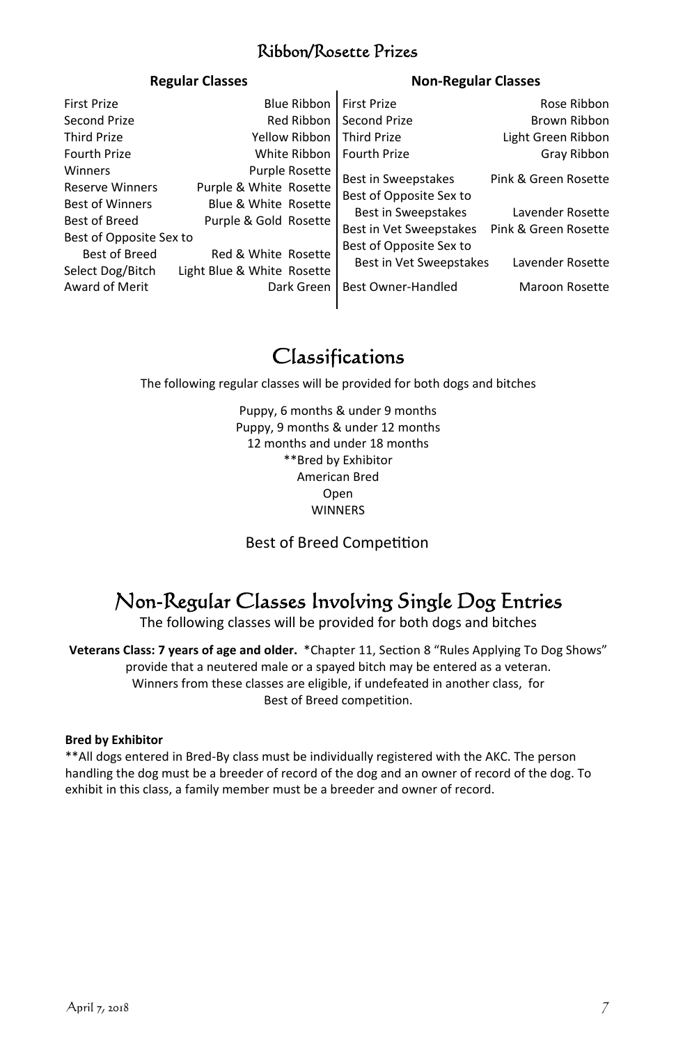## Ribbon/Rosette Prizes

| Regular Classes | | Non-Regular Classes | |
|---|---|---|---|
| First Prize | Blue Ribbon | First Prize | Rose Ribbon |
| Second Prize | Red Ribbon | Second Prize | Brown Ribbon |
| Third Prize | Yellow Ribbon | Third Prize | Light Green Ribbon |
| Fourth Prize | White Ribbon | Fourth Prize | Gray Ribbon |
| Winners | Purple Rosette | Best in Sweepstakes | Pink & Green Rosette |
| Reserve Winners | Purple & White Rosette | Best of Opposite Sex to Best in Sweepstakes | Lavender Rosette |
| Best of Winners | Blue & White Rosette | Best in Vet Sweepstakes | Pink & Green Rosette |
| Best of Breed | Purple & Gold Rosette | Best of Opposite Sex to Best in Vet Sweepstakes | Lavender Rosette |
| Best of Opposite Sex to Best of Breed | Red & White Rosette | Best Owner-Handled | Maroon Rosette |
| Select Dog/Bitch | Light Blue & White Rosette | | |
| Award of Merit | Dark Green | | |

# Classifications

The following regular classes will be provided for both dogs and bitches

Puppy, 6 months & under 9 months
Puppy, 9 months & under 12 months
12 months and under 18 months
**Bred by Exhibitor
American Bred
Open
WINNERS

Best of Breed Competition

# Non-Regular Classes Involving Single Dog Entries

The following classes will be provided for both dogs and bitches

**Veterans Class: 7 years of age and older.** *Chapter 11, Section 8 "Rules Applying To Dog Shows" provide that a neutered male or a spayed bitch may be entered as a veteran. Winners from these classes are eligible, if undefeated in another class, for Best of Breed competition.

**Bred by Exhibitor**

**All dogs entered in Bred-By class must be individually registered with the AKC. The person handling the dog must be a breeder of record of the dog and an owner of record of the dog. To exhibit in this class, a family member must be a breeder and owner of record.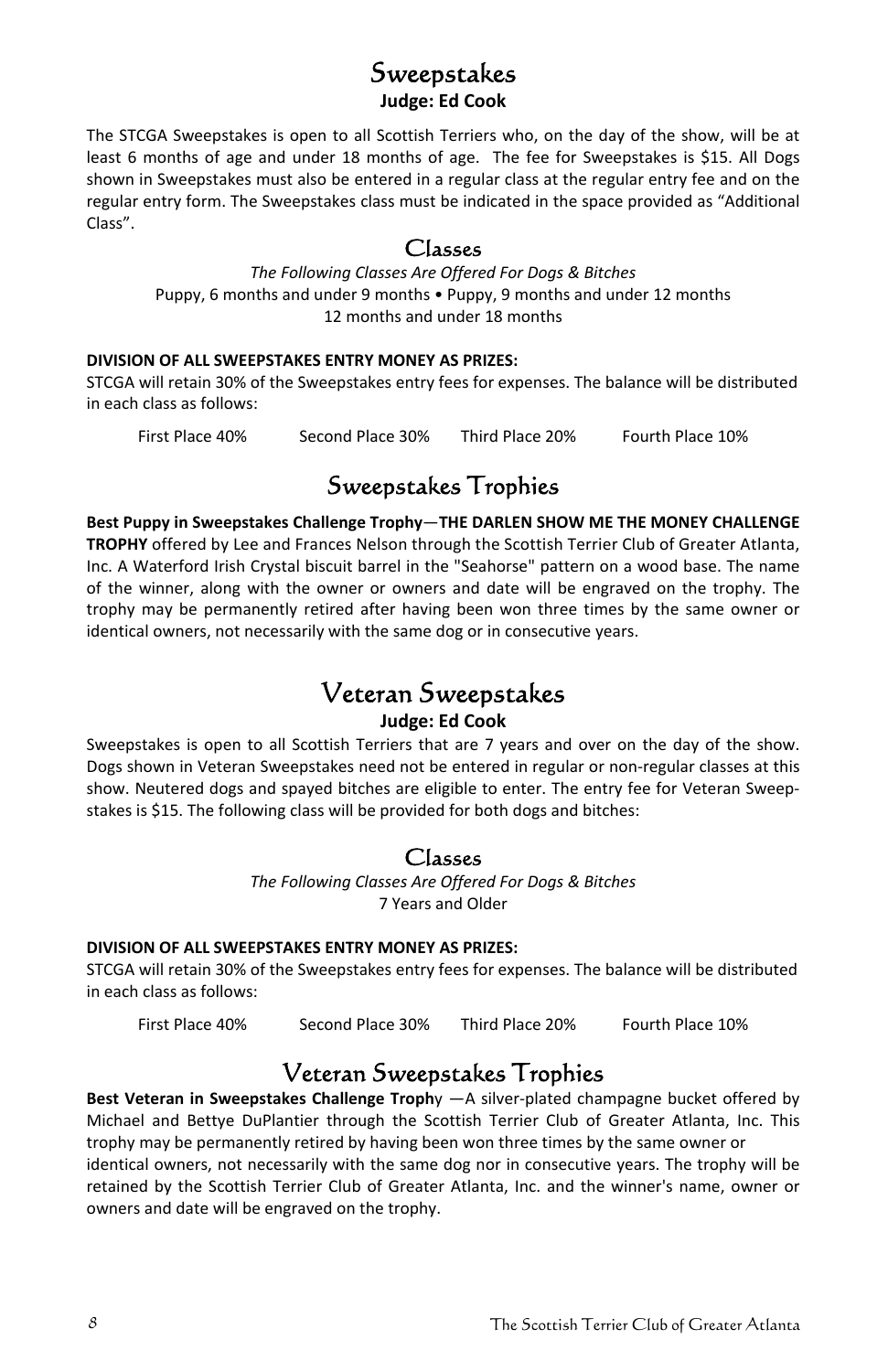# Sweepstakes

**Judge: Ed Cook**

The STCGA Sweepstakes is open to all Scottish Terriers who, on the day of the show, will be at least 6 months of age and under 18 months of age. The fee for Sweepstakes is $15. All Dogs shown in Sweepstakes must also be entered in a regular class at the regular entry fee and on the regular entry form. The Sweepstakes class must be indicated in the space provided as "Additional Class".

## Classes

*The Following Classes Are Offered For Dogs & Bitches*

Puppy, 6 months and under 9 months • Puppy, 9 months and under 12 months
12 months and under 18 months

**DIVISION OF ALL SWEEPSTAKES ENTRY MONEY AS PRIZES:**

STCGA will retain 30% of the Sweepstakes entry fees for expenses. The balance will be distributed in each class as follows:

First Place 40% Second Place 30% Third Place 20% Fourth Place 10%

## Sweepstakes Trophies

**Best Puppy in Sweepstakes Challenge Trophy**—**THE DARLEN SHOW ME THE MONEY CHALLENGE TROPHY** offered by Lee and Frances Nelson through the Scottish Terrier Club of Greater Atlanta, Inc. A Waterford Irish Crystal biscuit barrel in the "Seahorse" pattern on a wood base. The name of the winner, along with the owner or owners and date will be engraved on the trophy. The trophy may be permanently retired after having been won three times by the same owner or identical owners, not necessarily with the same dog or in consecutive years.

# Veteran Sweepstakes

**Judge: Ed Cook**

Sweepstakes is open to all Scottish Terriers that are 7 years and over on the day of the show. Dogs shown in Veteran Sweepstakes need not be entered in regular or non-regular classes at this show. Neutered dogs and spayed bitches are eligible to enter. The entry fee for Veteran Sweepstakes is $15. The following class will be provided for both dogs and bitches:

## Classes

*The Following Classes Are Offered For Dogs & Bitches*

7 Years and Older

**DIVISION OF ALL SWEEPSTAKES ENTRY MONEY AS PRIZES:**

STCGA will retain 30% of the Sweepstakes entry fees for expenses. The balance will be distributed in each class as follows:

First Place 40% Second Place 30% Third Place 20% Fourth Place 10%

## Veteran Sweepstakes Trophies

**Best Veteran in Sweepstakes Challenge Trophy** —A silver-plated champagne bucket offered by Michael and Bettye DuPlantier through the Scottish Terrier Club of Greater Atlanta, Inc. This trophy may be permanently retired by having been won three times by the same owner or identical owners, not necessarily with the same dog nor in consecutive years. The trophy will be retained by the Scottish Terrier Club of Greater Atlanta, Inc. and the winner's name, owner or owners and date will be engraved on the trophy.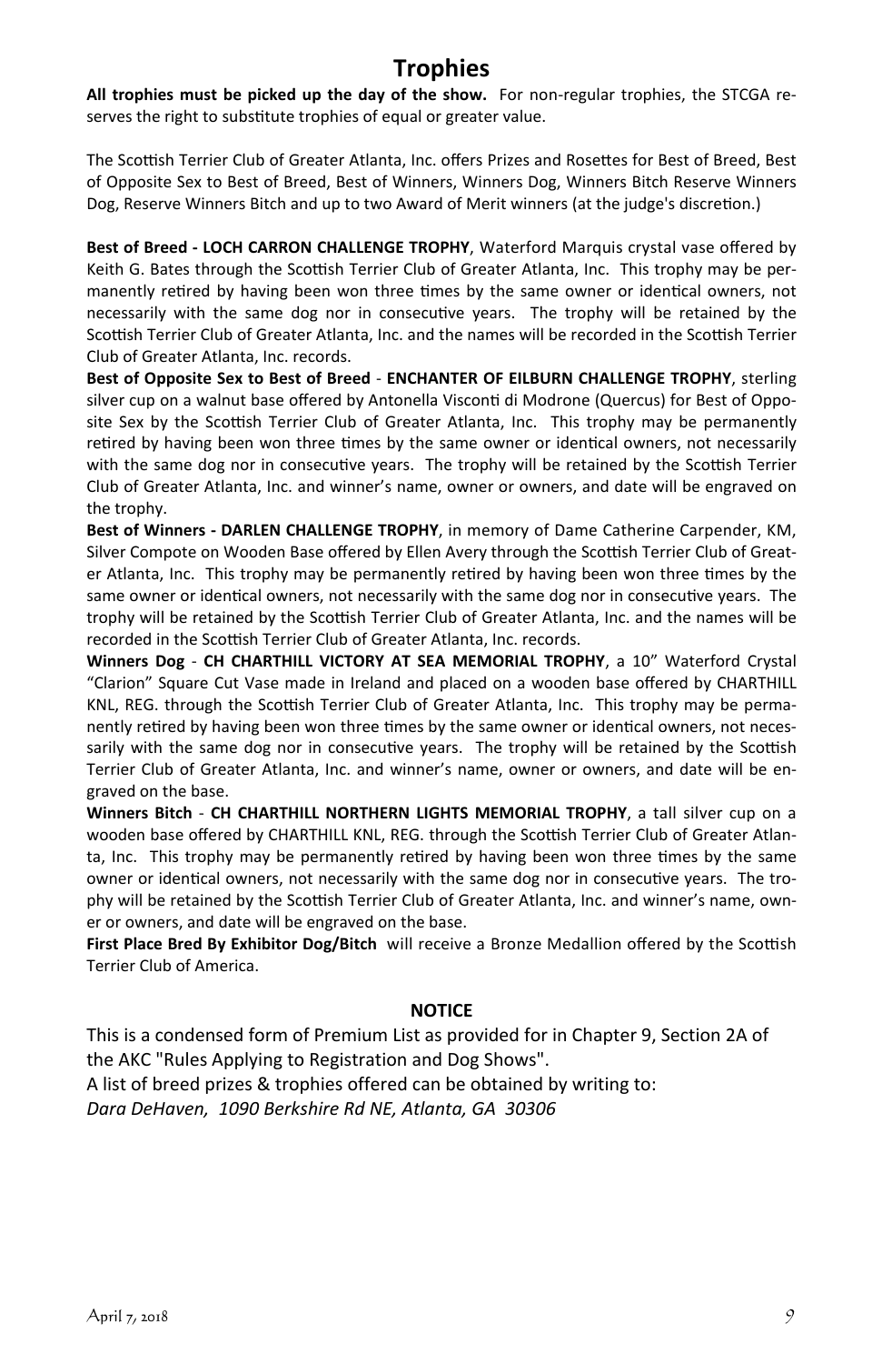# Trophies

**All trophies must be picked up the day of the show.** For non-regular trophies, the STCGA reserves the right to substitute trophies of equal or greater value.

The Scottish Terrier Club of Greater Atlanta, Inc. offers Prizes and Rosettes for Best of Breed, Best of Opposite Sex to Best of Breed, Best of Winners, Winners Dog, Winners Bitch Reserve Winners Dog, Reserve Winners Bitch and up to two Award of Merit winners (at the judge's discretion.)

**Best of Breed - LOCH CARRON CHALLENGE TROPHY**, Waterford Marquis crystal vase offered by Keith G. Bates through the Scottish Terrier Club of Greater Atlanta, Inc. This trophy may be permanently retired by having been won three times by the same owner or identical owners, not necessarily with the same dog nor in consecutive years. The trophy will be retained by the Scottish Terrier Club of Greater Atlanta, Inc. and the names will be recorded in the Scottish Terrier Club of Greater Atlanta, Inc. records.

**Best of Opposite Sex to Best of Breed** - **ENCHANTER OF EILBURN CHALLENGE TROPHY**, sterling silver cup on a walnut base offered by Antonella Visconti di Modrone (Quercus) for Best of Opposite Sex by the Scottish Terrier Club of Greater Atlanta, Inc. This trophy may be permanently retired by having been won three times by the same owner or identical owners, not necessarily with the same dog nor in consecutive years. The trophy will be retained by the Scottish Terrier Club of Greater Atlanta, Inc. and winner's name, owner or owners, and date will be engraved on the trophy.

**Best of Winners - DARLEN CHALLENGE TROPHY**, in memory of Dame Catherine Carpender, KM, Silver Compote on Wooden Base offered by Ellen Avery through the Scottish Terrier Club of Greater Atlanta, Inc. This trophy may be permanently retired by having been won three times by the same owner or identical owners, not necessarily with the same dog nor in consecutive years. The trophy will be retained by the Scottish Terrier Club of Greater Atlanta, Inc. and the names will be recorded in the Scottish Terrier Club of Greater Atlanta, Inc. records.

**Winners Dog** - **CH CHARTHILL VICTORY AT SEA MEMORIAL TROPHY**, a 10" Waterford Crystal "Clarion" Square Cut Vase made in Ireland and placed on a wooden base offered by CHARTHILL KNL, REG. through the Scottish Terrier Club of Greater Atlanta, Inc. This trophy may be permanently retired by having been won three times by the same owner or identical owners, not necessarily with the same dog nor in consecutive years. The trophy will be retained by the Scottish Terrier Club of Greater Atlanta, Inc. and winner's name, owner or owners, and date will be engraved on the base.

**Winners Bitch** - **CH CHARTHILL NORTHERN LIGHTS MEMORIAL TROPHY**, a tall silver cup on a wooden base offered by CHARTHILL KNL, REG. through the Scottish Terrier Club of Greater Atlanta, Inc. This trophy may be permanently retired by having been won three times by the same owner or identical owners, not necessarily with the same dog nor in consecutive years. The trophy will be retained by the Scottish Terrier Club of Greater Atlanta, Inc. and winner's name, owner or owners, and date will be engraved on the base.

**First Place Bred By Exhibitor Dog/Bitch** will receive a Bronze Medallion offered by the Scottish Terrier Club of America.

### NOTICE

This is a condensed form of Premium List as provided for in Chapter 9, Section 2A of the AKC "Rules Applying to Registration and Dog Shows".

A list of breed prizes & trophies offered can be obtained by writing to:

*Dara DeHaven, 1090 Berkshire Rd NE, Atlanta, GA 30306*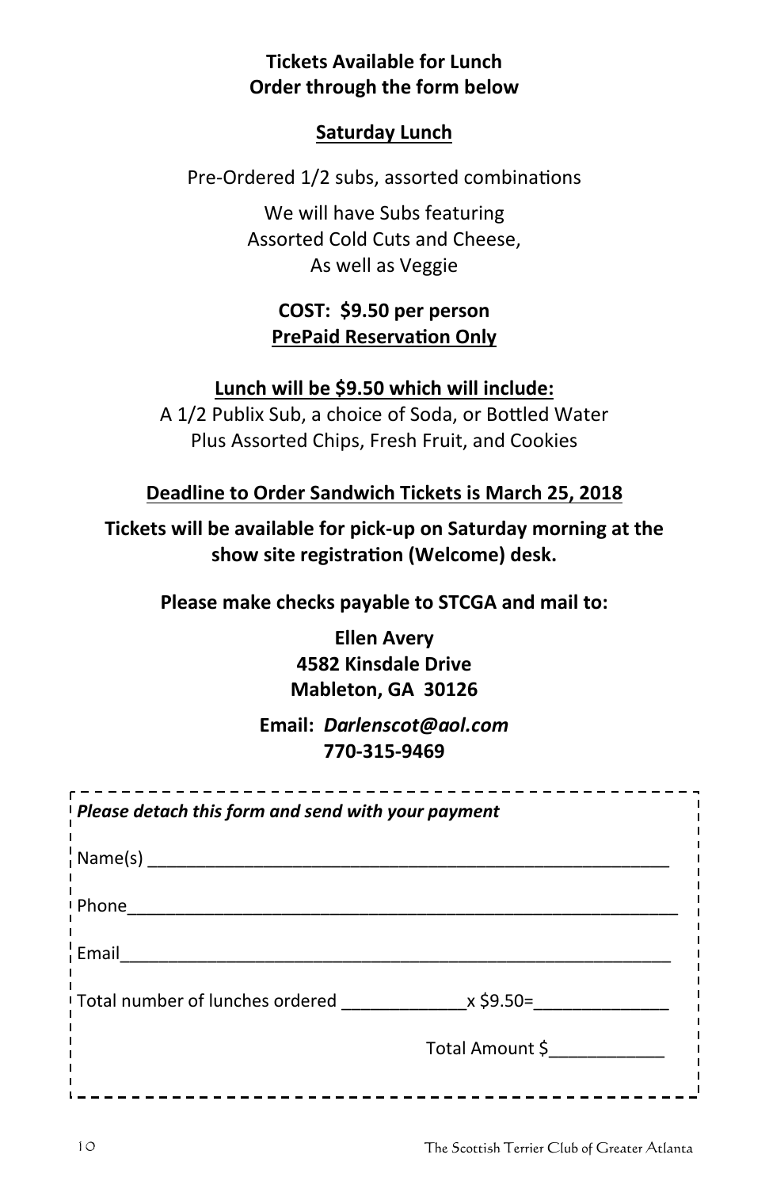**Tickets Available for Lunch**
**Order through the form below**

## Saturday Lunch

Pre-Ordered 1/2 subs, assorted combinations

We will have Subs featuring
Assorted Cold Cuts and Cheese,
As well as Veggie

**COST: $9.50 per person**
**PrePaid Reservation Only**

**Lunch will be $9.50 which will include:**
A 1/2 Publix Sub, a choice of Soda, or Bottled Water
Plus Assorted Chips, Fresh Fruit, and Cookies

**Deadline to Order Sandwich Tickets is March 25, 2018**

**Tickets will be available for pick-up on Saturday morning at the show site registration (Welcome) desk.**

**Please make checks payable to STCGA and mail to:**

**Ellen Avery**
**4582 Kinsdale Drive**
**Mableton, GA 30126**

**Email:** ***Darlenscot@aol.com***
**770-315-9469**

---

***Please detach this form and send with your payment***

Name(s) ________________________________________________

Phone__________________________________________________

Email__________________________________________________

Total number of lunches ordered ____________x $9.50=_____________

Total Amount $___________

---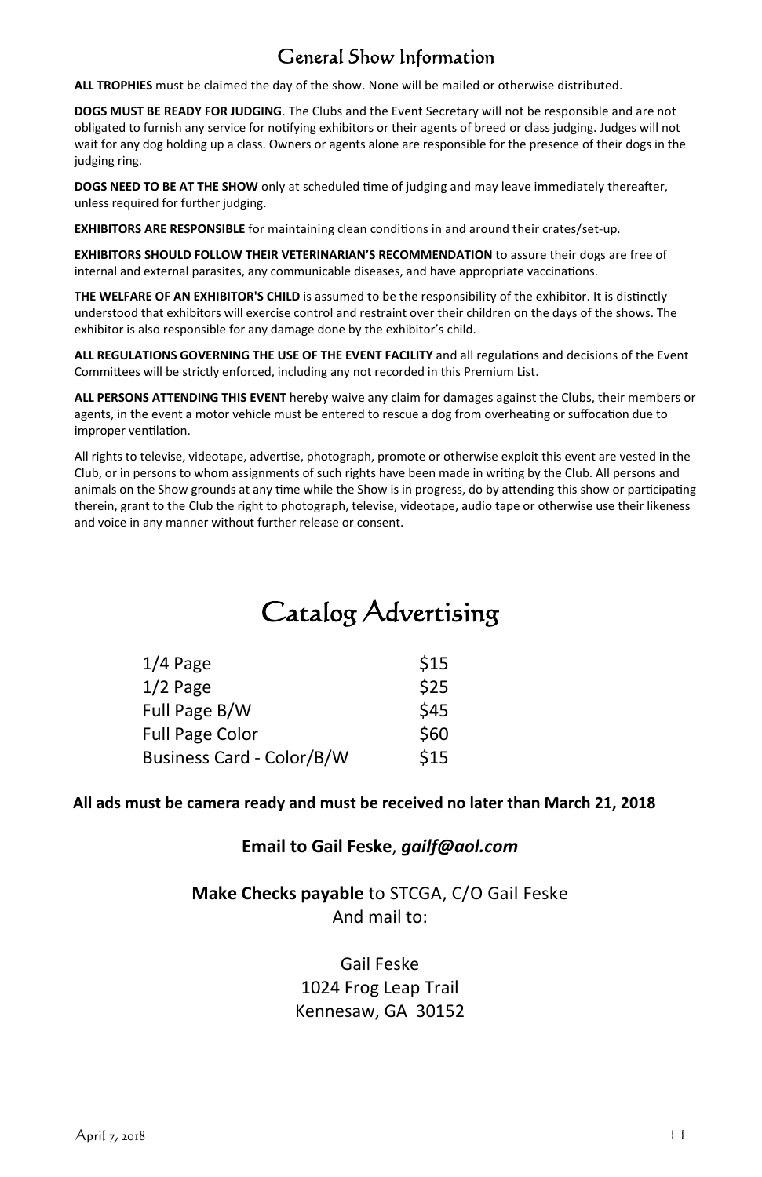## General Show Information

**ALL TROPHIES** must be claimed the day of the show. None will be mailed or otherwise distributed.

**DOGS MUST BE READY FOR JUDGING**. The Clubs and the Event Secretary will not be responsible and are not obligated to furnish any service for notifying exhibitors or their agents of breed or class judging. Judges will not wait for any dog holding up a class. Owners or agents alone are responsible for the presence of their dogs in the judging ring.

**DOGS NEED TO BE AT THE SHOW** only at scheduled time of judging and may leave immediately thereafter, unless required for further judging.

**EXHIBITORS ARE RESPONSIBLE** for maintaining clean conditions in and around their crates/set-up.

**EXHIBITORS SHOULD FOLLOW THEIR VETERINARIAN'S RECOMMENDATION** to assure their dogs are free of internal and external parasites, any communicable diseases, and have appropriate vaccinations.

**THE WELFARE OF AN EXHIBITOR'S CHILD** is assumed to be the responsibility of the exhibitor. It is distinctly understood that exhibitors will exercise control and restraint over their children on the days of the shows. The exhibitor is also responsible for any damage done by the exhibitor's child.

**ALL REGULATIONS GOVERNING THE USE OF THE EVENT FACILITY** and all regulations and decisions of the Event Committees will be strictly enforced, including any not recorded in this Premium List.

**ALL PERSONS ATTENDING THIS EVENT** hereby waive any claim for damages against the Clubs, their members or agents, in the event a motor vehicle must be entered to rescue a dog from overheating or suffocation due to improper ventilation.

All rights to televise, videotape, advertise, photograph, promote or otherwise exploit this event are vested in the Club, or in persons to whom assignments of such rights have been made in writing by the Club. All persons and animals on the Show grounds at any time while the Show is in progress, do by attending this show or participating therein, grant to the Club the right to photograph, televise, videotape, audio tape or otherwise use their likeness and voice in any manner without further release or consent.

# Catalog Advertising

| | |
|---|---|
| 1/4 Page | $15 |
| 1/2 Page | $25 |
| Full Page B/W | $45 |
| Full Page Color | $60 |
| Business Card - Color/B/W | $15 |

**All ads must be camera ready and must be received no later than March 21, 2018**

**Email to Gail Feske**, ***gailf@aol.com***

**Make Checks payable** to STCGA, C/O Gail Feske
And mail to:

Gail Feske
1024 Frog Leap Trail
Kennesaw, GA 30152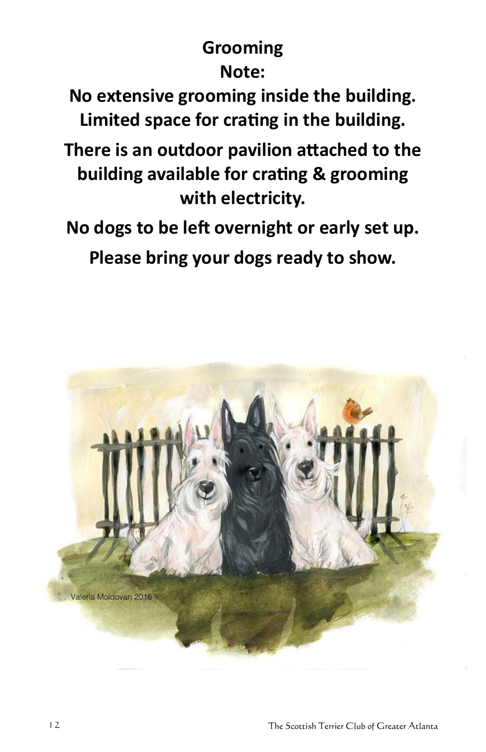# Grooming

**Note:**

**No extensive grooming inside the building.**
**Limited space for crating in the building.**

**There is an outdoor pavilion attached to the building available for crating & grooming with electricity.**

**No dogs to be left overnight or early set up.**

**Please bring your dogs ready to show.**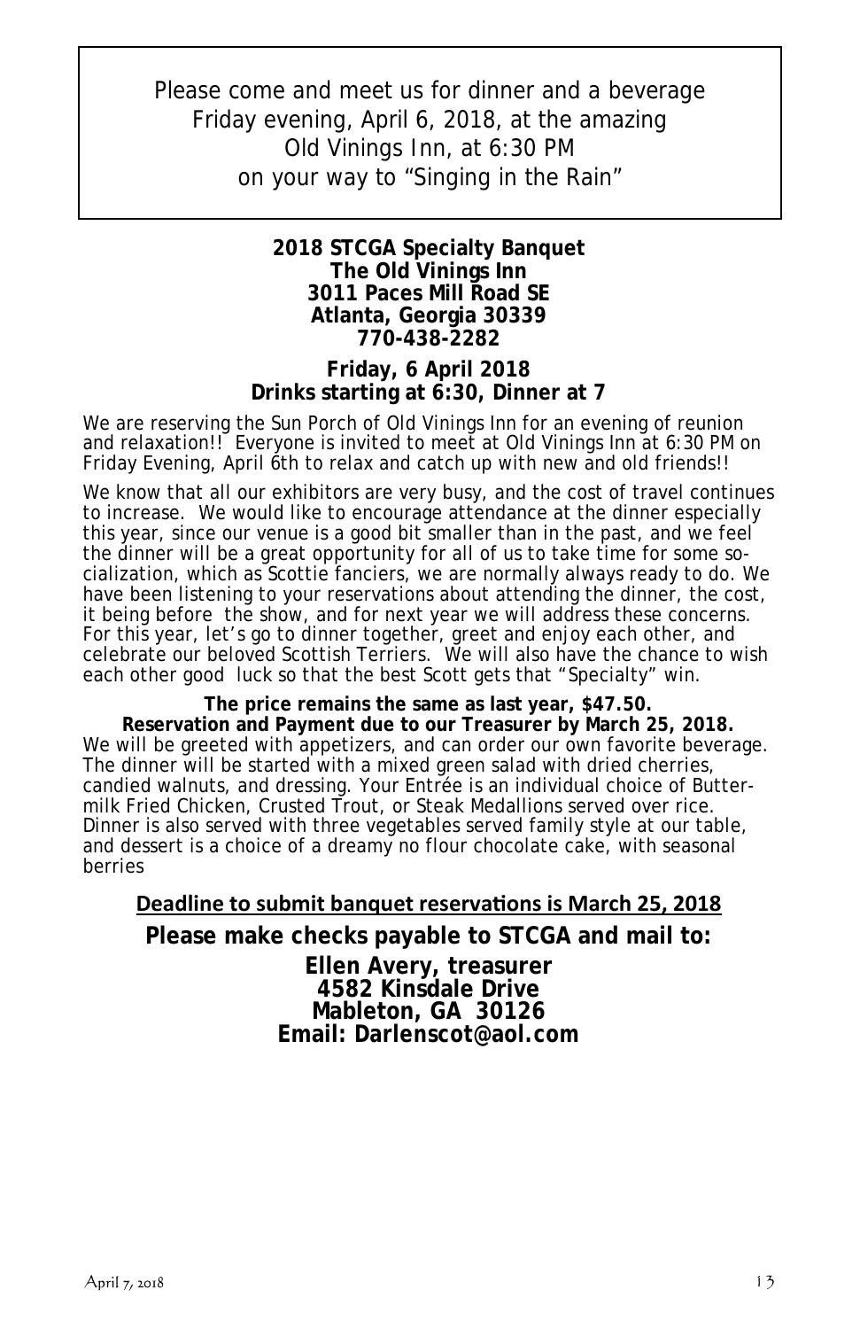Please come and meet us for dinner and a beverage
Friday evening, April 6, 2018, at the amazing
Old Vinings Inn, at 6:30 PM
on your way to "Singing in the Rain"

**2018 STCGA Specialty Banquet**
**The Old Vinings Inn**
**3011 Paces Mill Road SE**
**Atlanta, Georgia 30339**
**770-438-2282**

**Friday, 6 April 2018**
**Drinks starting at 6:30, Dinner at 7**

We are reserving the Sun Porch of Old Vinings Inn for an evening of reunion and relaxation!! Everyone is invited to meet at Old Vinings Inn at 6:30 PM on Friday Evening, April 6th to relax and catch up with new and old friends!!

We know that all our exhibitors are very busy, and the cost of travel continues to increase. We would like to encourage attendance at the dinner especially this year, since our venue is a good bit smaller than in the past, and we feel the dinner will be a great opportunity for all of us to take time for some socialization, which as Scottie fanciers, we are normally always ready to do. We have been listening to your reservations about attending the dinner, the cost, it being before the show, and for next year we will address these concerns. For this year, let's go to dinner together, greet and enjoy each other, and celebrate our beloved Scottish Terriers. We will also have the chance to wish each other good luck so that the best Scott gets that "Specialty" win.

**The price remains the same as last year, $47.50.**
**Reservation and Payment due to our Treasurer by March 25, 2018.**

We will be greeted with appetizers, and can order our own favorite beverage. The dinner will be started with a mixed green salad with dried cherries, candied walnuts, and dressing. Your Entrée is an individual choice of Buttermilk Fried Chicken, Crusted Trout, or Steak Medallions served over rice. Dinner is also served with three vegetables served family style at our table, and dessert is a choice of a dreamy no flour chocolate cake, with seasonal berries

**Deadline to submit banquet reservations is March 25, 2018**

**Please make checks payable to STCGA and mail to:**

**Ellen Avery, treasurer**
**4582 Kinsdale Drive**
**Mableton, GA 30126**
**Email: Darlenscot@aol.com**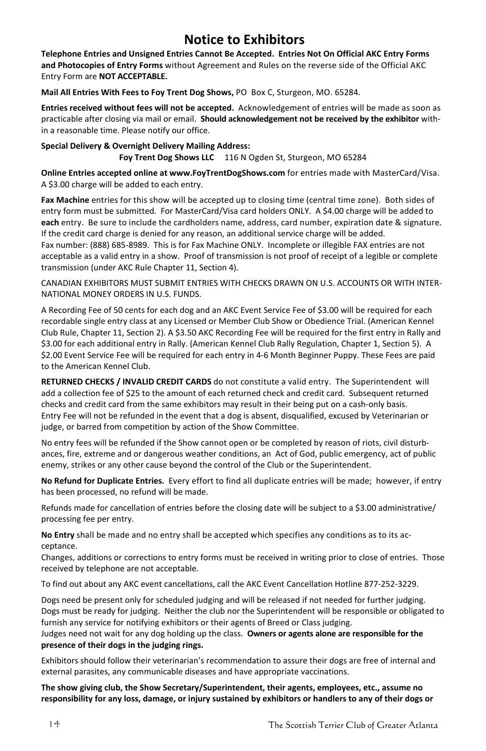# Notice to Exhibitors

**Telephone Entries and Unsigned Entries Cannot Be Accepted. Entries Not On Official AKC Entry Forms and Photocopies of Entry Forms** without Agreement and Rules on the reverse side of the Official AKC Entry Form are **NOT ACCEPTABLE.**

**Mail All Entries With Fees to Foy Trent Dog Shows,** PO Box C, Sturgeon, MO. 65284.

**Entries received without fees will not be accepted.** Acknowledgement of entries will be made as soon as practicable after closing via mail or email. **Should acknowledgement not be received by the exhibitor** within a reasonable time. Please notify our office.

**Special Delivery & Overnight Delivery Mailing Address:**
**Foy Trent Dog Shows LLC** 116 N Ogden St, Sturgeon, MO 65284

**Online Entries accepted online at www.FoyTrentDogShows.com** for entries made with MasterCard/Visa. A $3.00 charge will be added to each entry.

**Fax Machine** entries for this show will be accepted up to closing time (central time zone). Both sides of entry form must be submitted. For MasterCard/Visa card holders ONLY. A $4.00 charge will be added to **each** entry. Be sure to include the cardholders name, address, card number, expiration date & signature. If the credit card charge is denied for any reason, an additional service charge will be added.
Fax number: (888) 685-8989. This is for Fax Machine ONLY. Incomplete or illegible FAX entries are not acceptable as a valid entry in a show. Proof of transmission is not proof of receipt of a legible or complete transmission (under AKC Rule Chapter 11, Section 4).

CANADIAN EXHIBITORS MUST SUBMIT ENTRIES WITH CHECKS DRAWN ON U.S. ACCOUNTS OR WITH INTERNATIONAL MONEY ORDERS IN U.S. FUNDS.

A Recording Fee of 50 cents for each dog and an AKC Event Service Fee of $3.00 will be required for each recordable single entry class at any Licensed or Member Club Show or Obedience Trial. (American Kennel Club Rule, Chapter 11, Section 2). A $3.50 AKC Recording Fee will be required for the first entry in Rally and $3.00 for each additional entry in Rally. (American Kennel Club Rally Regulation, Chapter 1, Section 5). A $2.00 Event Service Fee will be required for each entry in 4-6 Month Beginner Puppy. These Fees are paid to the American Kennel Club.

**RETURNED CHECKS / INVALID CREDIT CARDS** do not constitute a valid entry. The Superintendent will add a collection fee of $25 to the amount of each returned check and credit card. Subsequent returned checks and credit card from the same exhibitors may result in their being put on a cash-only basis.
Entry Fee will not be refunded in the event that a dog is absent, disqualified, excused by Veterinarian or judge, or barred from competition by action of the Show Committee.

No entry fees will be refunded if the Show cannot open or be completed by reason of riots, civil disturbances, fire, extreme and or dangerous weather conditions, an Act of God, public emergency, act of public enemy, strikes or any other cause beyond the control of the Club or the Superintendent.

**No Refund for Duplicate Entries.** Every effort to find all duplicate entries will be made; however, if entry has been processed, no refund will be made.

Refunds made for cancellation of entries before the closing date will be subject to a $3.00 administrative/processing fee per entry.

**No Entry** shall be made and no entry shall be accepted which specifies any conditions as to its acceptance.
Changes, additions or corrections to entry forms must be received in writing prior to close of entries. Those received by telephone are not acceptable.

To find out about any AKC event cancellations, call the AKC Event Cancellation Hotline 877-252-3229.

Dogs need be present only for scheduled judging and will be released if not needed for further judging. Dogs must be ready for judging. Neither the club nor the Superintendent will be responsible or obligated to furnish any service for notifying exhibitors or their agents of Breed or Class judging.
Judges need not wait for any dog holding up the class. **Owners or agents alone are responsible for the presence of their dogs in the judging rings.**

Exhibitors should follow their veterinarian's recommendation to assure their dogs are free of internal and external parasites, any communicable diseases and have appropriate vaccinations.

**The show giving club, the Show Secretary/Superintendent, their agents, employees, etc., assume no responsibility for any loss, damage, or injury sustained by exhibitors or handlers to any of their dogs or**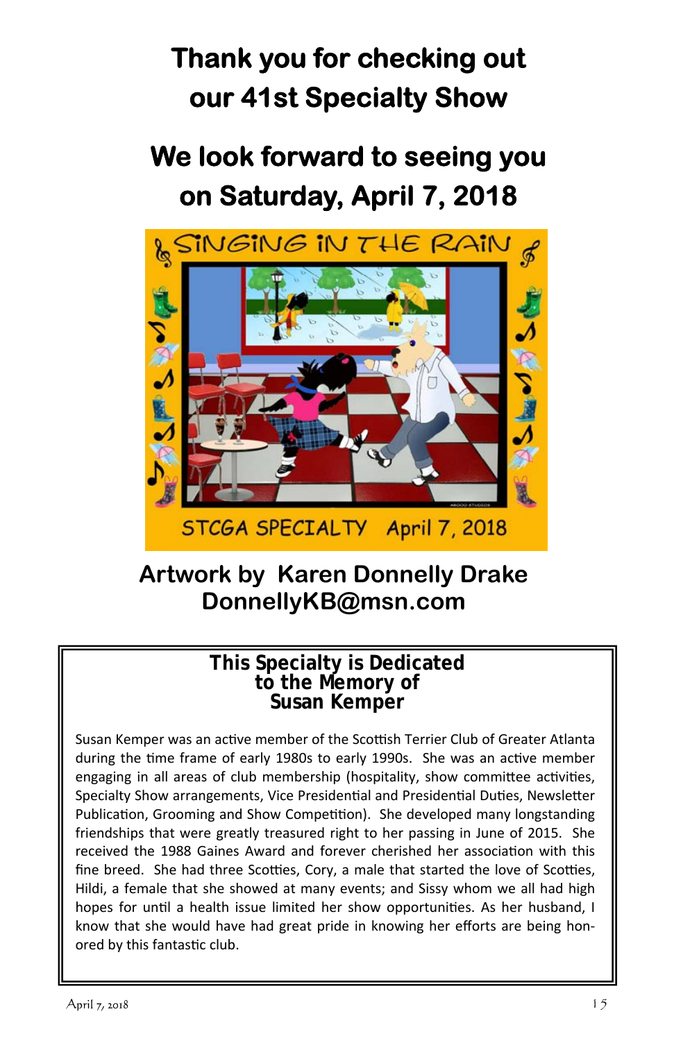# Thank you for checking out our 41st Specialty Show

# We look forward to seeing you on Saturday, April 7, 2018

**Artwork by Karen Donnelly Drake**
**DonnellyKB@msn.com**

## This Specialty is Dedicated to the Memory of Susan Kemper

Susan Kemper was an active member of the Scottish Terrier Club of Greater Atlanta during the time frame of early 1980s to early 1990s. She was an active member engaging in all areas of club membership (hospitality, show committee activities, Specialty Show arrangements, Vice Presidential and Presidential Duties, Newsletter Publication, Grooming and Show Competition). She developed many longstanding friendships that were greatly treasured right to her passing in June of 2015. She received the 1988 Gaines Award and forever cherished her association with this fine breed. She had three Scotties, Cory, a male that started the love of Scotties, Hildi, a female that she showed at many events; and Sissy whom we all had high hopes for until a health issue limited her show opportunities. As her husband, I know that she would have had great pride in knowing her efforts are being honored by this fantastic club.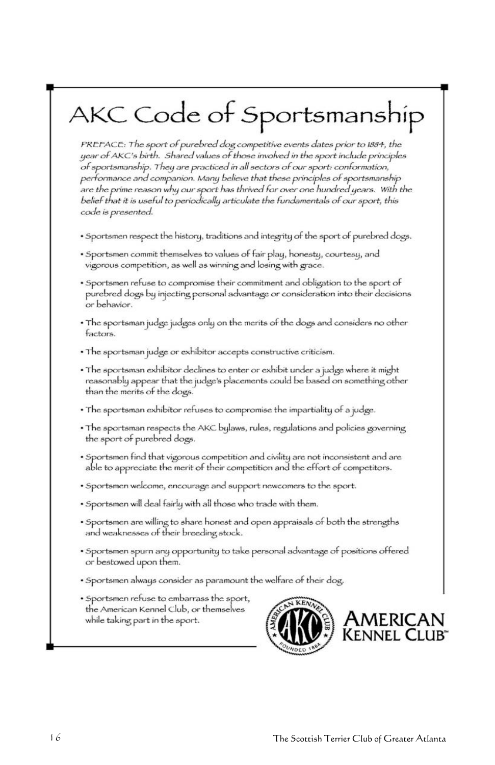# AKC Code of Sportsmanship

*PREFACE: The sport of purebred dog competitive events dates prior to 1884, the year of AKC's birth. Shared values of those involved in the sport include principles of sportsmanship. They are practiced in all sectors of our sport: conformation, performance and companion. Many believe that these principles of sportsmanship are the prime reason why our sport has thrived for over one hundred years. With the belief that it is useful to periodically articulate the fundamentals of our sport, this code is presented.*

- Sportsmen respect the history, traditions and integrity of the sport of purebred dogs.
- Sportsmen commit themselves to values of fair play, honesty, courtesy, and vigorous competition, as well as winning and losing with grace.
- Sportsmen refuse to compromise their commitment and obligation to the sport of purebred dogs by injecting personal advantage or consideration into their decisions or behavior.
- The sportsman judge judges only on the merits of the dogs and considers no other factors.
- The sportsman judge or exhibitor accepts constructive criticism.
- The sportsman exhibitor declines to enter or exhibit under a judge where it might reasonably appear that the judge's placements could be based on something other than the merits of the dogs.
- The sportsman exhibitor refuses to compromise the impartiality of a judge.
- The sportsman respects the AKC bylaws, rules, regulations and policies governing the sport of purebred dogs.
- Sportsmen find that vigorous competition and civility are not inconsistent and are able to appreciate the merit of their competition and the effort of competitors.
- Sportsmen welcome, encourage and support newcomers to the sport.
- Sportsmen will deal fairly with all those who trade with them.
- Sportsmen are willing to share honest and open appraisals of both the strengths and weaknesses of their breeding stock.
- Sportsmen spurn any opportunity to take personal advantage of positions offered or bestowed upon them.
- Sportsmen always consider as paramount the welfare of their dog.
- Sportsmen refuse to embarrass the sport, the American Kennel Club, or themselves while taking part in the sport.

AMERICAN KENNEL CLUB™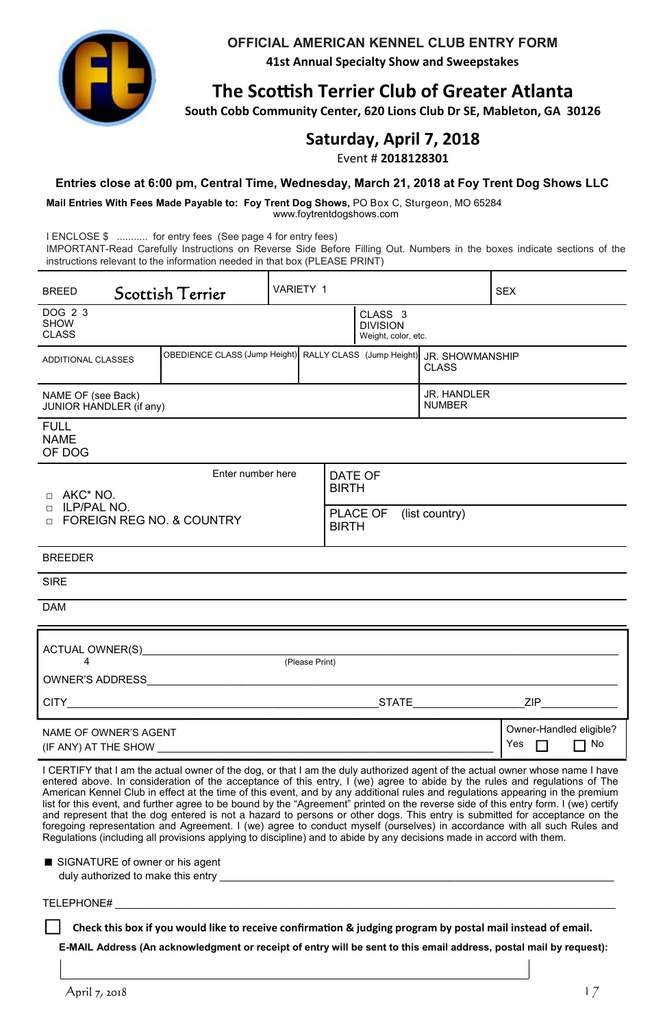# OFFICIAL AMERICAN KENNEL CLUB ENTRY FORM

**41st Annual Specialty Show and Sweepstakes**

## The Scottish Terrier Club of Greater Atlanta

**South Cobb Community Center, 620 Lions Club Dr SE, Mableton, GA 30126**

## Saturday, April 7, 2018

Event # **2018128301**

**Entries close at 6:00 pm, Central Time, Wednesday, March 21, 2018 at Foy Trent Dog Shows LLC**

**Mail Entries With Fees Made Payable to: Foy Trent Dog Shows,** PO Box C, Sturgeon, MO 65284
www.foytrentdogshows.com

I ENCLOSE $ ........... for entry fees (See page 4 for entry fees)
IMPORTANT-Read Carefully Instructions on Reverse Side Before Filling Out. Numbers in the boxes indicate sections of the instructions relevant to the information needed in that box (PLEASE PRINT)

| BREED Scottish Terrier | VARIETY 1 | SEX |
|---|---|---|

| DOG 2 3 SHOW CLASS | CLASS 3 DIVISION Weight, color, etc. |
|---|---|

| ADDITIONAL CLASSES | OBEDIENCE CLASS (Jump Height) | RALLY CLASS (Jump Height) | JR. SHOWMANSHIP CLASS |
|---|---|---|---|

| NAME OF (see Back) JUNIOR HANDLER (if any) | JR. HANDLER NUMBER |
|---|---|

FULL NAME OF DOG

| □ AKC* NO. □ ILP/PAL NO. □ FOREIGN REG NO. & COUNTRY — Enter number here | DATE OF BIRTH |
|---|---|
| | PLACE OF BIRTH (list country) |

BREEDER

SIRE

DAM

ACTUAL OWNER(S)________________________________________
4 (Please Print)

OWNER'S ADDRESS________________________________________

CITY______________________ STATE______________ ZIP__________

NAME OF OWNER'S AGENT
(IF ANY) AT THE SHOW ________________________________

Owner-Handled eligible? Yes ☐ No ☐

I CERTIFY that I am the actual owner of the dog, or that I am the duly authorized agent of the actual owner whose name I have entered above. In consideration of the acceptance of this entry, I (we) agree to abide by the rules and regulations of The American Kennel Club in effect at the time of this event, and by any additional rules and regulations appearing in the premium list for this event, and further agree to be bound by the "Agreement" printed on the reverse side of this entry form. I (we) certify and represent that the dog entered is not a hazard to persons or other dogs. This entry is submitted for acceptance on the foregoing representation and Agreement. I (we) agree to conduct myself (ourselves) in accordance with all such Rules and Regulations (including all provisions applying to discipline) and to abide by any decisions made in accord with them.

■ SIGNATURE of owner or his agent
duly authorized to make this entry ________________________________

TELEPHONE#________________________________

☐ **Check this box if you would like to receive confirmation & judging program by postal mail instead of email.**

**E-MAIL Address (An acknowledgment or receipt of entry will be sent to this email address, postal mail by request):**

April 7, 2018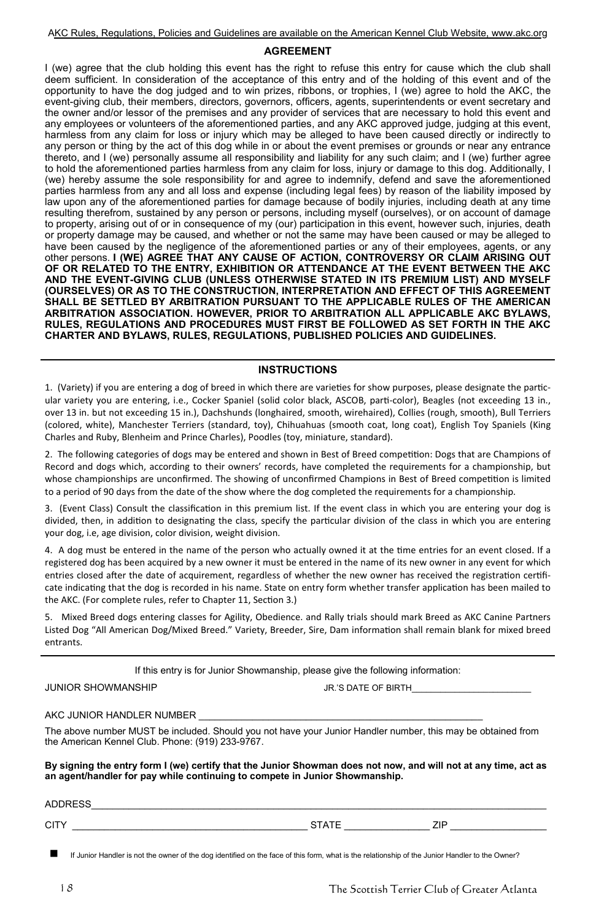AKC Rules, Regulations, Policies and Guidelines are available on the American Kennel Club Website, www.akc.org

## AGREEMENT

I (we) agree that the club holding this event has the right to refuse this entry for cause which the club shall deem sufficient. In consideration of the acceptance of this entry and of the holding of this event and of the opportunity to have the dog judged and to win prizes, ribbons, or trophies, I (we) agree to hold the AKC, the event-giving club, their members, directors, governors, officers, agents, superintendents or event secretary and the owner and/or lessor of the premises and any provider of services that are necessary to hold this event and any employees or volunteers of the aforementioned parties, and any AKC approved judge, judging at this event, harmless from any claim for loss or injury which may be alleged to have been caused directly or indirectly to any person or thing by the act of this dog while in or about the event premises or grounds or near any entrance thereto, and I (we) personally assume all responsibility and liability for any such claim; and I (we) further agree to hold the aforementioned parties harmless from any claim for loss, injury or damage to this dog. Additionally, I (we) hereby assume the sole responsibility for and agree to indemnify, defend and save the aforementioned parties harmless from any and all loss and expense (including legal fees) by reason of the liability imposed by law upon any of the aforementioned parties for damage because of bodily injuries, including death at any time resulting therefrom, sustained by any person or persons, including myself (ourselves), or on account of damage to property, arising out of or in consequence of my (our) participation in this event, however such, injuries, death or property damage may be caused, and whether or not the same may have been caused or may be alleged to have been caused by the negligence of the aforementioned parties or any of their employees, agents, or any other persons. **I (WE) AGREE THAT ANY CAUSE OF ACTION, CONTROVERSY OR CLAIM ARISING OUT OF OR RELATED TO THE ENTRY, EXHIBITION OR ATTENDANCE AT THE EVENT BETWEEN THE AKC AND THE EVENT-GIVING CLUB (UNLESS OTHERWISE STATED IN ITS PREMIUM LIST) AND MYSELF (OURSELVES) OR AS TO THE CONSTRUCTION, INTERPRETATION AND EFFECT OF THIS AGREEMENT SHALL BE SETTLED BY ARBITRATION PURSUANT TO THE APPLICABLE RULES OF THE AMERICAN ARBITRATION ASSOCIATION. HOWEVER, PRIOR TO ARBITRATION ALL APPLICABLE AKC BYLAWS, RULES, REGULATIONS AND PROCEDURES MUST FIRST BE FOLLOWED AS SET FORTH IN THE AKC CHARTER AND BYLAWS, RULES, REGULATIONS, PUBLISHED POLICIES AND GUIDELINES.**

## INSTRUCTIONS

1. (Variety) if you are entering a dog of breed in which there are varieties for show purposes, please designate the particular variety you are entering, i.e., Cocker Spaniel (solid color black, ASCOB, parti-color), Beagles (not exceeding 13 in., over 13 in. but not exceeding 15 in.), Dachshunds (longhaired, smooth, wirehaired), Collies (rough, smooth), Bull Terriers (colored, white), Manchester Terriers (standard, toy), Chihuahuas (smooth coat, long coat), English Toy Spaniels (King Charles and Ruby, Blenheim and Prince Charles), Poodles (toy, miniature, standard).

2. The following categories of dogs may be entered and shown in Best of Breed competition: Dogs that are Champions of Record and dogs which, according to their owners' records, have completed the requirements for a championship, but whose championships are unconfirmed. The showing of unconfirmed Champions in Best of Breed competition is limited to a period of 90 days from the date of the show where the dog completed the requirements for a championship.

3. (Event Class) Consult the classification in this premium list. If the event class in which you are entering your dog is divided, then, in addition to designating the class, specify the particular division of the class in which you are entering your dog, i.e, age division, color division, weight division.

4. A dog must be entered in the name of the person who actually owned it at the time entries for an event closed. If a registered dog has been acquired by a new owner it must be entered in the name of its new owner in any event for which entries closed after the date of acquirement, regardless of whether the new owner has received the registration certificate indicating that the dog is recorded in his name. State on entry form whether transfer application has been mailed to the AKC. (For complete rules, refer to Chapter 11, Section 3.)

5. Mixed Breed dogs entering classes for Agility, Obedience. and Rally trials should mark Breed as AKC Canine Partners Listed Dog "All American Dog/Mixed Breed." Variety, Breeder, Sire, Dam information shall remain blank for mixed breed entrants.

---

If this entry is for Junior Showmanship, please give the following information:

JUNIOR SHOWMANSHIP JR.'S DATE OF BIRTH________________________

AKC JUNIOR HANDLER NUMBER ______________________________________________________

The above number MUST be included. Should you not have your Junior Handler number, this may be obtained from the American Kennel Club. Phone: (919) 233-9767.

**By signing the entry form I (we) certify that the Junior Showman does not now, and will not at any time, act as an agent/handler for pay while continuing to compete in Junior Showmanship.**

ADDRESS__________________________________________________________________________________________

CITY ____________________________________________ STATE ________________ ZIP __________________

■ If Junior Handler is not the owner of the dog identified on the face of this form, what is the relationship of the Junior Handler to the Owner?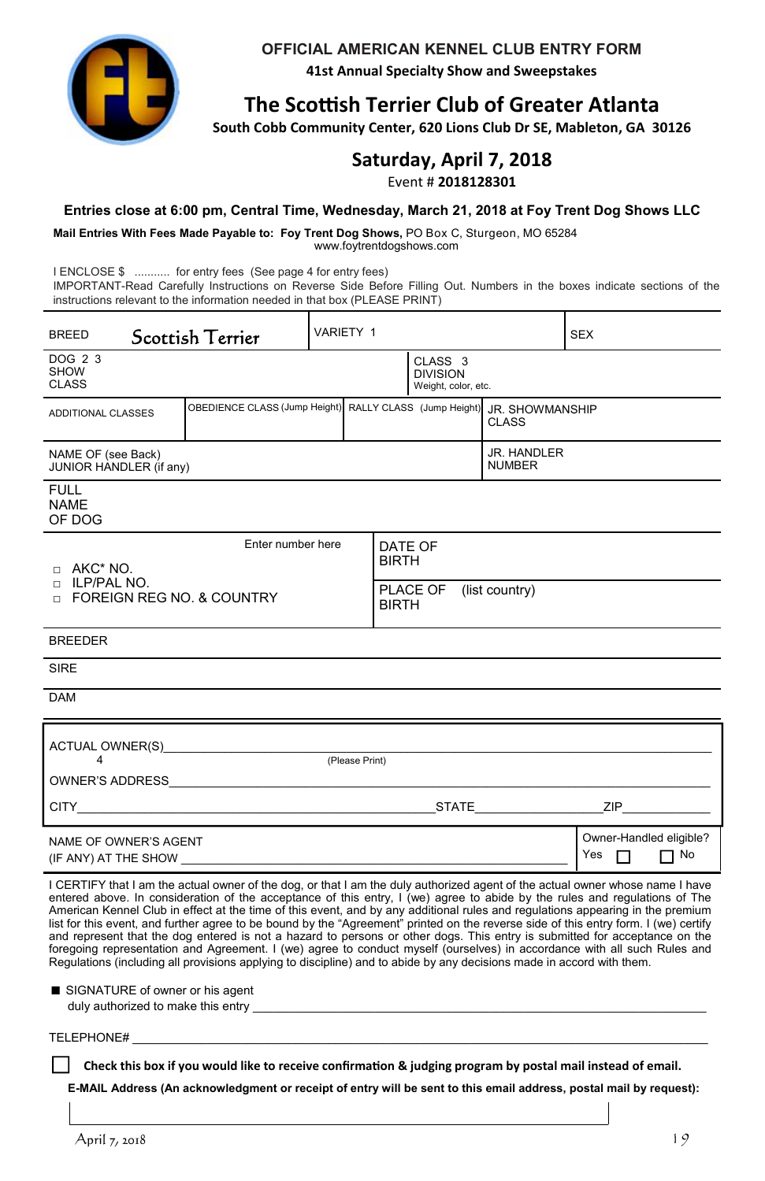# OFFICIAL AMERICAN KENNEL CLUB ENTRY FORM

**41st Annual Specialty Show and Sweepstakes**

## The Scottish Terrier Club of Greater Atlanta

**South Cobb Community Center, 620 Lions Club Dr SE, Mableton, GA 30126**

## Saturday, April 7, 2018

Event # **2018128301**

**Entries close at 6:00 pm, Central Time, Wednesday, March 21, 2018 at Foy Trent Dog Shows LLC**

**Mail Entries With Fees Made Payable to: Foy Trent Dog Shows,** PO Box C, Sturgeon, MO 65284
www.foytrentdogshows.com

I ENCLOSE $ ........... for entry fees (See page 4 for entry fees)
IMPORTANT-Read Carefully Instructions on Reverse Side Before Filling Out. Numbers in the boxes indicate sections of the instructions relevant to the information needed in that box (PLEASE PRINT)

| BREED Scottish Terrier | | VARIETY 1 | | SEX |
|---|---|---|---|---|
| DOG 2 3 SHOW CLASS | | | CLASS 3 DIVISION Weight, color, etc. | |
| ADDITIONAL CLASSES | OBEDIENCE CLASS (Jump Height) | RALLY CLASS (Jump Height) | JR. SHOWMANSHIP CLASS | |
| NAME OF (see Back) JUNIOR HANDLER (if any) | | | JR. HANDLER NUMBER | |
| FULL NAME OF DOG | | | | |
| Enter number here<br>□ AKC* NO.<br>□ ILP/PAL NO.<br>□ FOREIGN REG NO. & COUNTRY | | DATE OF BIRTH | | |
| | | PLACE OF BIRTH (list country) | | |
| BREEDER | | | | |
| SIRE | | | | |
| DAM | | | | |

ACTUAL OWNER(S)_______________________________________________
4 (Please Print)

OWNER'S ADDRESS_______________________________________________

CITY_______________________________STATE________________ZIP____________

NAME OF OWNER'S AGENT
(IF ANY) AT THE SHOW _______________________________________________

Owner-Handled eligible? Yes ☐ No ☐

I CERTIFY that I am the actual owner of the dog, or that I am the duly authorized agent of the actual owner whose name I have entered above. In consideration of the acceptance of this entry, I (we) agree to abide by the rules and regulations of The American Kennel Club in effect at the time of this event, and by any additional rules and regulations appearing in the premium list for this event, and further agree to be bound by the "Agreement" printed on the reverse side of this entry form. I (we) certify and represent that the dog entered is not a hazard to persons or other dogs. This entry is submitted for acceptance on the foregoing representation and Agreement. I (we) agree to conduct myself (ourselves) in accordance with all such Rules and Regulations (including all provisions applying to discipline) and to abide by any decisions made in accord with them.

■ SIGNATURE of owner or his agent
duly authorized to make this entry _______________________________________________

TELEPHONE#_______________________________________________

☐ **Check this box if you would like to receive confirmation & judging program by postal mail instead of email.**

**E-MAIL Address (An acknowledgment or receipt of entry will be sent to this email address, postal mail by request):**

April 7, 2018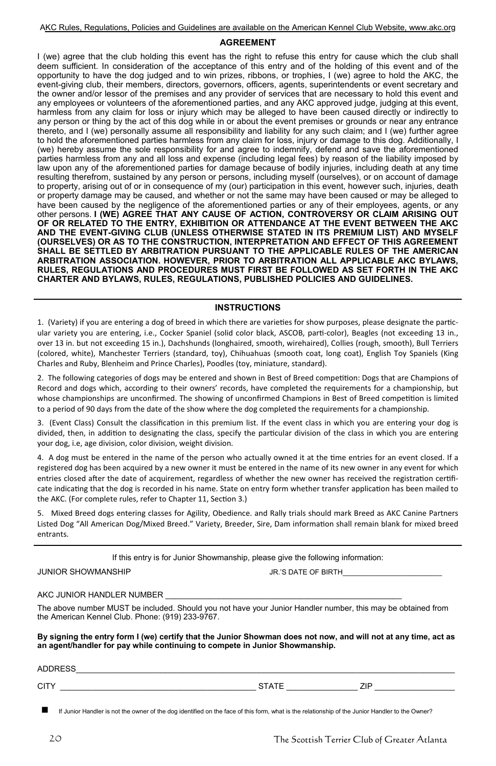AKC Rules, Regulations, Policies and Guidelines are available on the American Kennel Club Website, www.akc.org

## AGREEMENT

I (we) agree that the club holding this event has the right to refuse this entry for cause which the club shall deem sufficient. In consideration of the acceptance of this entry and of the holding of this event and of the opportunity to have the dog judged and to win prizes, ribbons, or trophies, I (we) agree to hold the AKC, the event-giving club, their members, directors, governors, officers, agents, superintendents or event secretary and the owner and/or lessor of the premises and any provider of services that are necessary to hold this event and any employees or volunteers of the aforementioned parties, and any AKC approved judge, judging at this event, harmless from any claim for loss or injury which may be alleged to have been caused directly or indirectly to any person or thing by the act of this dog while in or about the event premises or grounds or near any entrance thereto, and I (we) personally assume all responsibility and liability for any such claim; and I (we) further agree to hold the aforementioned parties harmless from any claim for loss, injury or damage to this dog. Additionally, I (we) hereby assume the sole responsibility for and agree to indemnify, defend and save the aforementioned parties harmless from any and all loss and expense (including legal fees) by reason of the liability imposed by law upon any of the aforementioned parties for damage because of bodily injuries, including death at any time resulting therefrom, sustained by any person or persons, including myself (ourselves), or on account of damage to property, arising out of or in consequence of my (our) participation in this event, however such, injuries, death or property damage may be caused, and whether or not the same may have been caused or may be alleged to have been caused by the negligence of the aforementioned parties or any of their employees, agents, or any other persons. **I (WE) AGREE THAT ANY CAUSE OF ACTION, CONTROVERSY OR CLAIM ARISING OUT OF OR RELATED TO THE ENTRY, EXHIBITION OR ATTENDANCE AT THE EVENT BETWEEN THE AKC AND THE EVENT-GIVING CLUB (UNLESS OTHERWISE STATED IN ITS PREMIUM LIST) AND MYSELF (OURSELVES) OR AS TO THE CONSTRUCTION, INTERPRETATION AND EFFECT OF THIS AGREEMENT SHALL BE SETTLED BY ARBITRATION PURSUANT TO THE APPLICABLE RULES OF THE AMERICAN ARBITRATION ASSOCIATION. HOWEVER, PRIOR TO ARBITRATION ALL APPLICABLE AKC BYLAWS, RULES, REGULATIONS AND PROCEDURES MUST FIRST BE FOLLOWED AS SET FORTH IN THE AKC CHARTER AND BYLAWS, RULES, REGULATIONS, PUBLISHED POLICIES AND GUIDELINES.**

## INSTRUCTIONS

1. (Variety) if you are entering a dog of breed in which there are varieties for show purposes, please designate the particular variety you are entering, i.e., Cocker Spaniel (solid color black, ASCOB, parti-color), Beagles (not exceeding 13 in., over 13 in. but not exceeding 15 in.), Dachshunds (longhaired, smooth, wirehaired), Collies (rough, smooth), Bull Terriers (colored, white), Manchester Terriers (standard, toy), Chihuahuas (smooth coat, long coat), English Toy Spaniels (King Charles and Ruby, Blenheim and Prince Charles), Poodles (toy, miniature, standard).

2. The following categories of dogs may be entered and shown in Best of Breed competition: Dogs that are Champions of Record and dogs which, according to their owners' records, have completed the requirements for a championship, but whose championships are unconfirmed. The showing of unconfirmed Champions in Best of Breed competition is limited to a period of 90 days from the date of the show where the dog completed the requirements for a championship.

3. (Event Class) Consult the classification in this premium list. If the event class in which you are entering your dog is divided, then, in addition to designating the class, specify the particular division of the class in which you are entering your dog, i.e, age division, color division, weight division.

4. A dog must be entered in the name of the person who actually owned it at the time entries for an event closed. If a registered dog has been acquired by a new owner it must be entered in the name of its new owner in any event for which entries closed after the date of acquirement, regardless of whether the new owner has received the registration certificate indicating that the dog is recorded in his name. State on entry form whether transfer application has been mailed to the AKC. (For complete rules, refer to Chapter 11, Section 3.)

5. Mixed Breed dogs entering classes for Agility, Obedience. and Rally trials should mark Breed as AKC Canine Partners Listed Dog "All American Dog/Mixed Breed." Variety, Breeder, Sire, Dam information shall remain blank for mixed breed entrants.

If this entry is for Junior Showmanship, please give the following information:

JUNIOR SHOWMANSHIP JR.'S DATE OF BIRTH________________________

AKC JUNIOR HANDLER NUMBER ______________________________________________________

The above number MUST be included. Should you not have your Junior Handler number, this may be obtained from the American Kennel Club. Phone: (919) 233-9767.

**By signing the entry form I (we) certify that the Junior Showman does not now, and will not at any time, act as an agent/handler for pay while continuing to compete in Junior Showmanship.**

ADDRESS______________________________________________________________________________________

CITY ____________________________________________ STATE ________________ ZIP __________________

- If Junior Handler is not the owner of the dog identified on the face of this form, what is the relationship of the Junior Handler to the Owner?